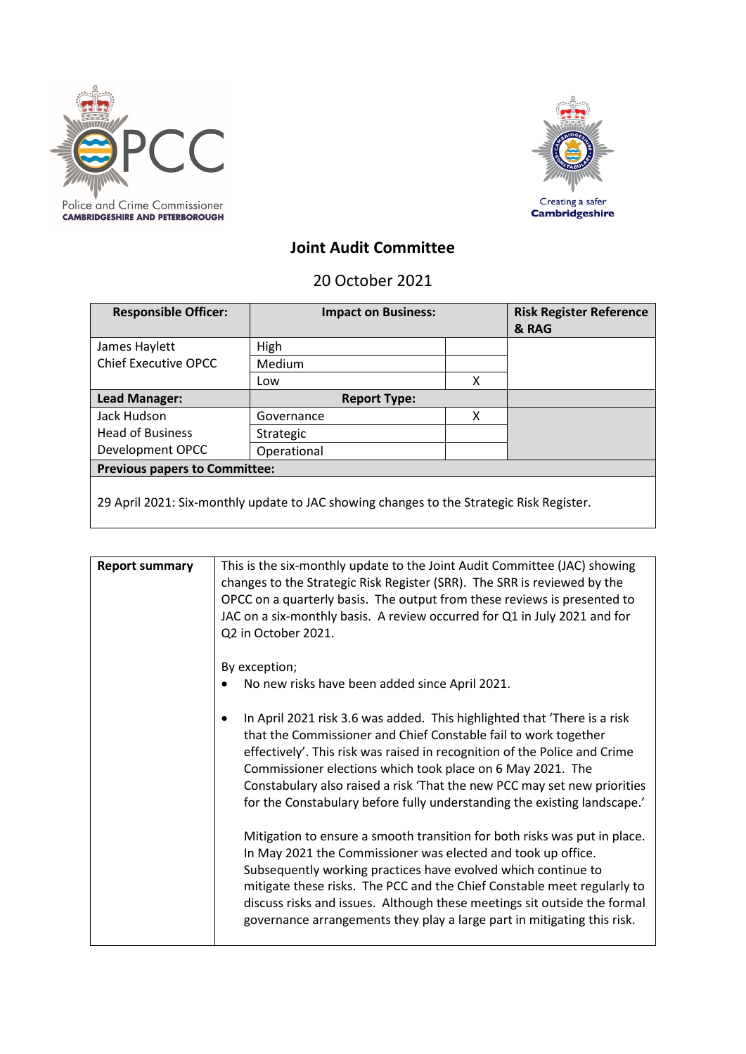Police and Crime Commissioner
CAMBRIDGESHIRE AND PETERBOROUGH

Creating a safer
Cambridgeshire

# Joint Audit Committee

20 October 2021

| Responsible Officer: | Impact on Business: | | Risk Register Reference & RAG |
|---|---|---|---|
| James Haylett<br>Chief Executive OPCC | High | | |
| | Medium | | |
| | Low | X | |
| **Lead Manager:** | **Report Type:** | | |
| Jack Hudson<br>Head of Business Development OPCC | Governance | X | |
| | Strategic | | |
| | Operational | | |
| **Previous papers to Committee:** | | | |
| 29 April 2021: Six-monthly update to JAC showing changes to the Strategic Risk Register. | | | |

| | |
|---|---|
| **Report summary** | This is the six-monthly update to the Joint Audit Committee (JAC) showing changes to the Strategic Risk Register (SRR). The SRR is reviewed by the OPCC on a quarterly basis. The output from these reviews is presented to JAC on a six-monthly basis. A review occurred for Q1 in July 2021 and for Q2 in October 2021.<br><br>By exception;<br>• No new risks have been added since April 2021.<br><br>• In April 2021 risk 3.6 was added. This highlighted that 'There is a risk that the Commissioner and Chief Constable fail to work together effectively'. This risk was raised in recognition of the Police and Crime Commissioner elections which took place on 6 May 2021. The Constabulary also raised a risk 'That the new PCC may set new priorities for the Constabulary before fully understanding the existing landscape.'<br><br>Mitigation to ensure a smooth transition for both risks was put in place. In May 2021 the Commissioner was elected and took up office. Subsequently working practices have evolved which continue to mitigate these risks. The PCC and the Chief Constable meet regularly to discuss risks and issues. Although these meetings sit outside the formal governance arrangements they play a large part in mitigating this risk. |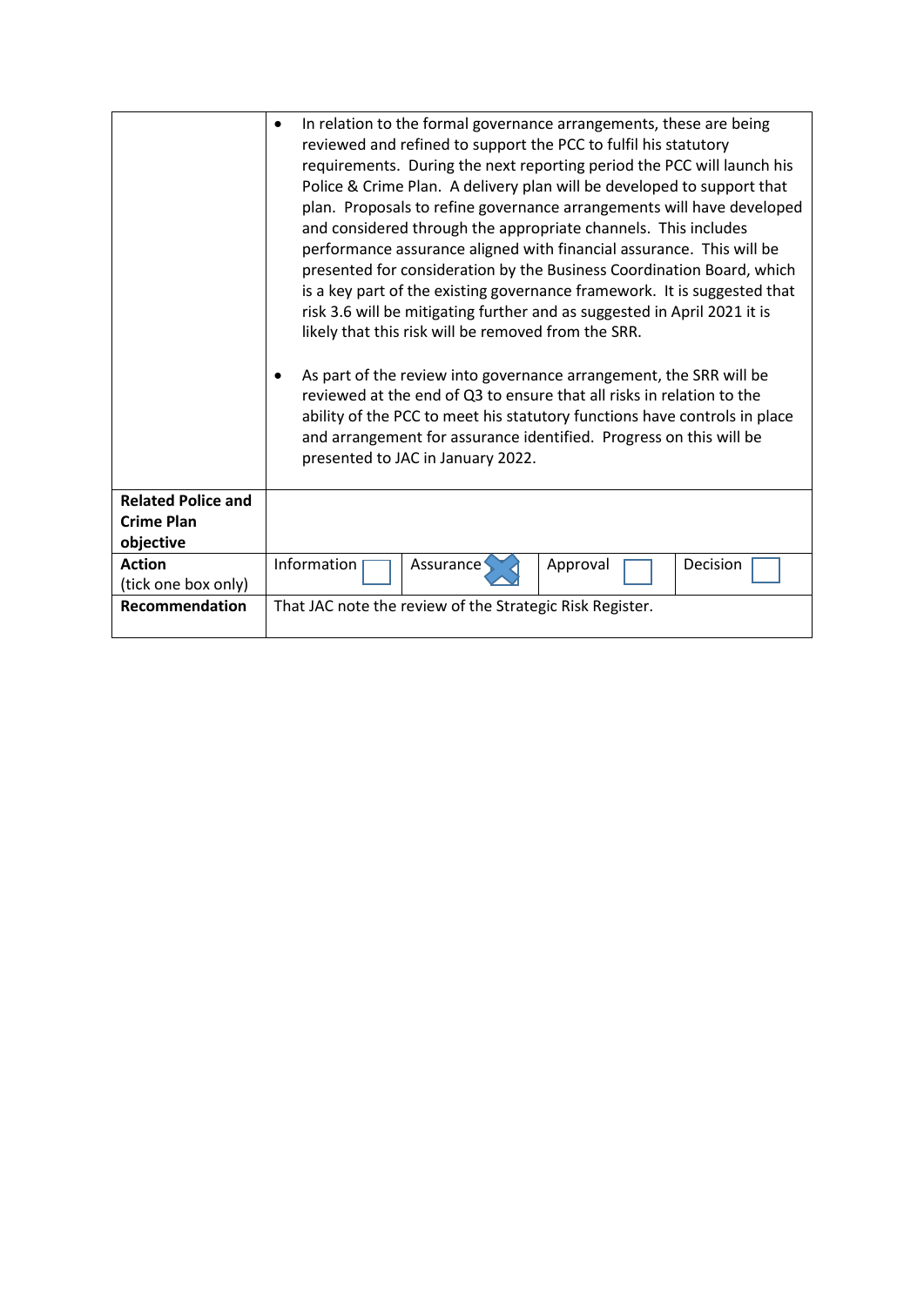| | |
|---|---|
| | • In relation to the formal governance arrangements, these are being reviewed and refined to support the PCC to fulfil his statutory requirements. During the next reporting period the PCC will launch his Police & Crime Plan. A delivery plan will be developed to support that plan. Proposals to refine governance arrangements will have developed and considered through the appropriate channels. This includes performance assurance aligned with financial assurance. This will be presented for consideration by the Business Coordination Board, which is a key part of the existing governance framework. It is suggested that risk 3.6 will be mitigating further and as suggested in April 2021 it is likely that this risk will be removed from the SRR.<br><br>• As part of the review into governance arrangement, the SRR will be reviewed at the end of Q3 to ensure that all risks in relation to the ability of the PCC to meet his statutory functions have controls in place and arrangement for assurance identified. Progress on this will be presented to JAC in January 2022. |
| **Related Police and Crime Plan objective** | |
| **Action** (tick one box only) | Information ☐ Assurance ☒ Approval ☐ Decision ☐ |
| **Recommendation** | That JAC note the review of the Strategic Risk Register. |